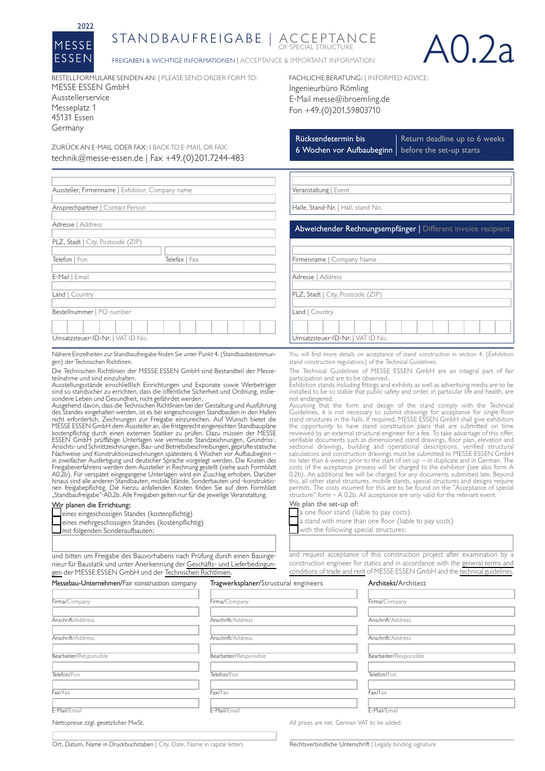2022

MESSE ESSEN

# STANDBAUFREIGABE | ACCEPTANCE OF SPECIAL STRUCTURE

# A0.2a

FREIGABEN & WICHTIGE INFORMATIONEN | ACCEPTANCE & IMPORTANT INFORMATION

BESTELLFORMULARE SENDEN AN: | PLEASE SEND ORDER FORM TO:
MESSE ESSEN GmbH
Ausstellerservice
Messeplatz 1
45131 Essen
Germany

FACHLICHE BERATUNG: | INFORMED ADVICE:
Ingenieurbüro Römling
E-Mail messe@ibroemling.de
Fon +49.(0)201.59803710

ZURÜCK AN E-MAIL ODER FAX: | BACK TO E-MAIL OR FAX:
technik@messe-essen.de | Fax +49.(0)201.7244-483

**Rücksendetermin bis 6 Wochen vor Aufbaubeginn | Return deadline up to 6 weeks before the set-up starts**

Aussteller, Firmenname | Exhibitor, Company name

Ansprechpartner | Contact Person

Adresse | Address

PLZ, Stadt | City, Postcode (ZIP)

Telefon | Fon — Telefax | Fax

E-Mail | Email

Land | Country

Bestellnummer | PO number

Umsatzsteuer-ID-Nr. | VAT ID No.

Veranstaltung | Event

Halle, Stand-Nr. | Hall, stand No.

**Abweichender Rechnungsempfänger | Different invoice recipient**

Firmenname | Company Name

Adresse | Address

PLZ, Stadt | City, Postcode (ZIP)

Land | Country

Umsatzsteuer-ID-Nr. | VAT ID No.

Nähere Einzelheiten zur Standbaufreigabe finden Sie unter Punkt 4. (Standbaubestimmungen) der Technischen Richtlinien.

Die Technischen Richtlinien der MESSE ESSEN GmbH sind Bestandteil der Messeteilnahme und sind einzuhalten.
Ausstellungsstände einschließlich Einrichtungen und Exponate sowie Werbeträger sind so standsicher zu errichten, dass die öffentliche Sicherheit und Ordnung, insbesondere Leben und Gesundheit, nicht gefährdet werden.
Ausgehend davon, dass die Technischen Richtlinien bei der Gestaltung und Ausführung des Standes eingehalten werden, ist es bei eingeschossigen Standbauten in den Hallen nicht erforderlich, Zeichnungen zur Freigabe einzureichen. Auf Wunsch bietet die MESSE ESSEN GmbH dem Aussteller an, die fristgerecht eingereichten Standbaupläne kostenpflichtig durch einen externen Statiker zu prüfen. Dazu müssen der MESSE ESSEN GmbH prüffähige Unterlagen wie vermasste Standzeichnungen, Grundriss-, Ansichts- und Schnittzeichnungen, Bau- und Betriebsbeschreibungen, geprüfte statische Nachweise und Konstruktionszeichnungen spätestens 6 Wochen vor Aufbaubeginn – in zweifacher Ausfertigung und deutscher Sprache vorgelegt werden. Die Kosten des Freigabeverfahrens werden dem Aussteller in Rechnung gestellt (siehe auch Formblatt A0.2b). Für verspätet eingegangene Unterlagen wird ein Zuschlag erhoben. Darüber hinaus sind alle anderen Standbauten, mobile Stände, Sonderbauten und -konstruktionen freigabepflichtig. Die hierzu anfallenden Kosten finden Sie auf dem Formblatt „Standbaufreigabe"-A0.2b. Alle Freigaben gelten nur für die jeweilige Veranstaltung.

You will find more details on acceptance of stand construction in section 4. (Exhibition stand construction regulations) of the Technical Guidelines.

The Technical Guidelines of MESSE ESSEN GmbH are an integral part of fair participation and are to be observed.
Exhibition stands including fittings and exhibits as well as advertising media are to be installed to be so stable that public safety and order, in particular life and health, are not endangered.
Assuming that the form and design of the stand comply with the Technical Guidelines, it is not necessary to submit drawings for acceptance for single-floor stand structures in the halls. If required, MESSE ESSEN GmbH shall give exhibitors the opportunity to have stand construction plans that are submitted on time reviewed by an external structural engineer for a fee. To take advantage of this offer, verifiable documents such as dimensioned stand drawings, floor plan, elevation and sectional drawings, building and operational descriptions, verified structural calculations and construction drawings must be submitted to MESSE ESSEN GmbH no later than 6 weeks prior to the start of set-up – in duplicate and in German. The costs of the acceptance process will be charged to the exhibitor (see also form A 0.2b). An additional fee will be charged for any documents submitted late. Beyond this, all other stand structures, mobile stands, special structures and designs require permits. The costs incurred for this are to be found on the "Acceptance of special structure" form – A 0.2b. All acceptance are only valid for the relevant event.

**Wir planen die Errichtung:**
- ☐ eines eingeschossigen Standes (kostenpflichtig)
- ☐ eines mehrgeschossigen Standes (kostenpflichtig)
- ☐ mit folgenden Sonderaufbauten:

**We plan the set-up of:**
- ☐ a one floor stand (liable to pay costs)
- ☐ a stand with more than one floor (liable to pay costs)
- ☐ with the following special structures:

und bitten um Freigabe des Bauvorhabens nach Prüfung durch einen Bauingenieur für Baustatik und unter Anerkennung der Geschäfts- und Lieferbedingungen der MESSE ESSEN GmbH und der Technischen Richtlinien.

and request acceptance of this construction project after examination by a construction engineer for statics and in accordance with the general terms and conditions of trade and rent of MESSE ESSEN GmbH and the technical guidelines.

| Messebau-Unternehmen/Fair construction company | Tragwerksplaner/Structural engineers | Architekt/Architect |
|---|---|---|
| Firma/Company | Firma/Company | Firma/Company |
| Anschrift/Address | Anschrift/Address | Anschrift/Address |
| Anschrift/Address | Anschrift/Address | Anschrift/Address |
| Bearbeiter/Responsible | Bearbeiter/Responsible | Bearbeiter/Responsible |
| Telefon/Fon | Telefon/Fon | Telefon/Fon |
| Fax/Fax | Fax/Fax | Fax/Fax |
| E-Mail/Email | E-Mail/Email | E-Mail/Email |

Nettopreise zzgl. gesetzlicher MwSt. | All prices are net. German VAT to be added.

Ort, Datum, Name in Druckbuchstaben | City, Date, Name in capital letters

Rechtsverbindliche Unterschrift | Legally binding signature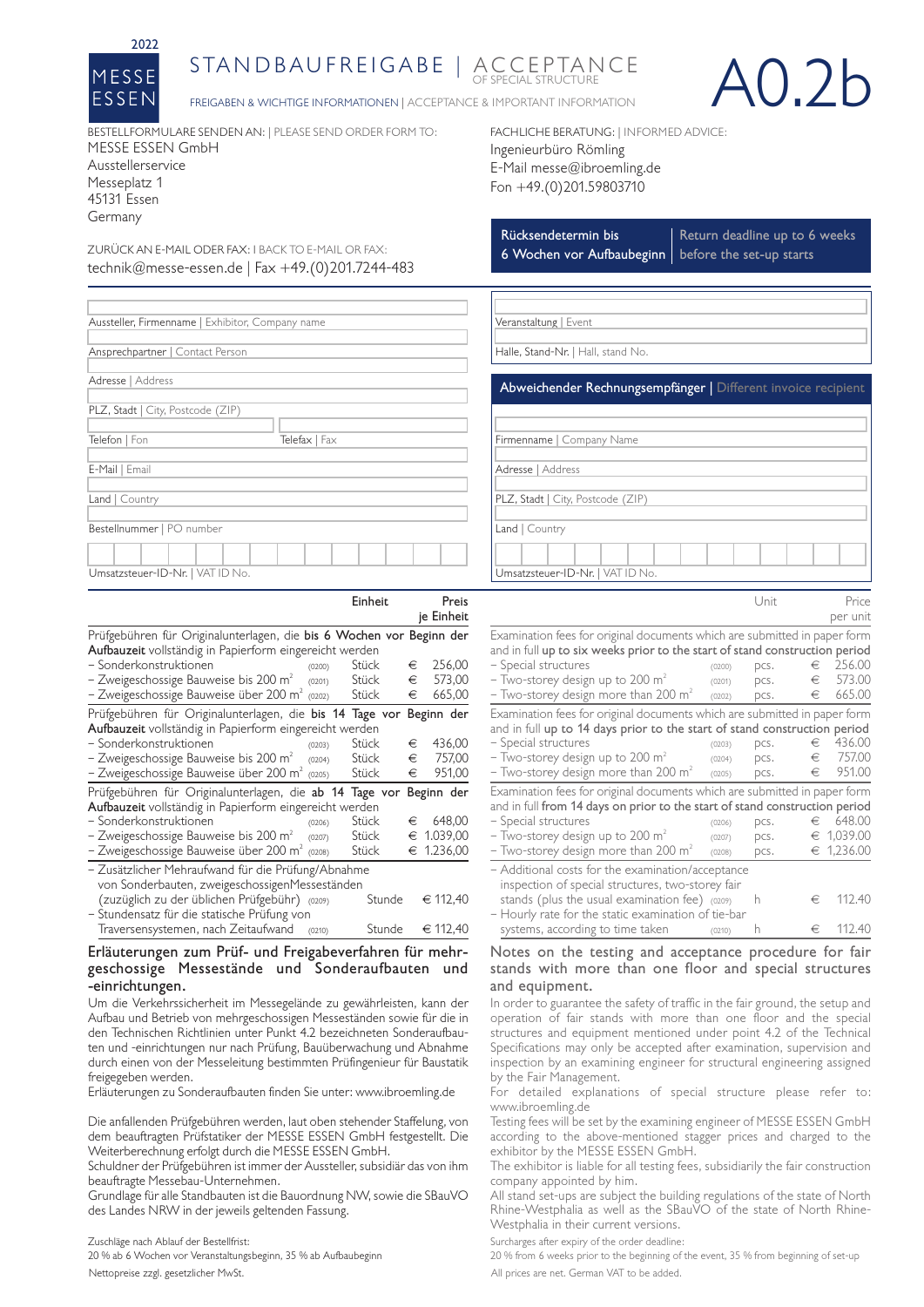2022

MESSE ESSEN

# STANDBAUFREIGABE | ACCEPTANCE OF SPECIAL STRUCTURE

FREIGABEN & WICHTIGE INFORMATIONEN | ACCEPTANCE & IMPORTANT INFORMATION

# A0.2b

BESTELLFORMULARE SENDEN AN: | PLEASE SEND ORDER FORM TO:
MESSE ESSEN GmbH
Ausstellerservice
Messeplatz 1
45131 Essen
Germany

FACHLICHE BERATUNG: | INFORMED ADVICE:
Ingenieurbüro Römling
E-Mail messe@ibroemling.de
Fon +49.(0)201.59803710

ZURÜCK AN E-MAIL ODER FAX: | BACK TO E-MAIL OR FAX:
technik@messe-essen.de | Fax +49.(0)201.7244-483

**Rücksendetermin bis 6 Wochen vor Aufbaubeginn** | Return deadline up to 6 weeks before the set-up starts

Aussteller, Firmenname | Exhibitor, Company name

Ansprechpartner | Contact Person

Adresse | Address

PLZ, Stadt | City, Postcode (ZIP)

Telefon | Fon

Telefax | Fax

E-Mail | Email

Land | Country

Bestellnummer | PO number

Umsatzsteuer-ID-Nr. | VAT ID No.

Veranstaltung | Event

Halle, Stand-Nr. | Hall, stand No.

**Abweichender Rechnungsempfänger** | Different invoice recipient

Firmenname | Company Name

Adresse | Address

PLZ, Stadt | City, Postcode (ZIP)

Land | Country

Umsatzsteuer-ID-Nr. | VAT ID No.

| | | Einheit | Preis je Einheit |
|---|---|---|---|
| Prüfgebühren für Originalunterlagen, die **bis 6 Wochen vor Beginn der Aufbauzeit** vollständig in Papierform eingereicht werden | | | |
| – Sonderkonstruktionen | (0200) | Stück | € 256,00 |
| – Zweigeschossige Bauweise bis 200 m² | (0201) | Stück | € 573,00 |
| – Zweigeschossige Bauweise über 200 m² | (0202) | Stück | € 665,00 |
| Prüfgebühren für Originalunterlagen, die **bis 14 Tage vor Beginn der Aufbauzeit** vollständig in Papierform eingereicht werden | | | |
| – Sonderkonstruktionen | (0203) | Stück | € 436,00 |
| – Zweigeschossige Bauweise bis 200 m² | (0204) | Stück | € 757,00 |
| – Zweigeschossige Bauweise über 200 m² | (0205) | Stück | € 951,00 |
| Prüfgebühren für Originalunterlagen, die **ab 14 Tage vor Beginn der Aufbauzeit** vollständig in Papierform eingereicht werden | | | |
| – Sonderkonstruktionen | (0206) | Stück | € 648,00 |
| – Zweigeschossige Bauweise bis 200 m² | (0207) | Stück | € 1.039,00 |
| – Zweigeschossige Bauweise über 200 m² | (0208) | Stück | € 1.236,00 |
| – Zusätzlicher Mehraufwand für die Prüfung/Abnahme von Sonderbauten, zweigeschossigen Messeständen (zuzüglich zu der üblichen Prüfgebühr) | (0209) | Stunde | € 112,40 |
| – Stundensatz für die statische Prüfung von Traversensystemen, nach Zeitaufwand | (0210) | Stunde | € 112,40 |

| | | Unit | Price per unit |
|---|---|---|---|
| Examination fees for original documents which are submitted in paper form and in full **up to six weeks prior to the start of stand construction period** | | | |
| – Special structures | (0200) | pcs. | € 256.00 |
| – Two-storey design up to 200 m² | (0201) | pcs. | € 573.00 |
| – Two-storey design more than 200 m² | (0202) | pcs. | € 665.00 |
| Examination fees for original documents which are submitted in paper form and in full **up to 14 days prior to the start of stand construction period** | | | |
| – Special structures | (0203) | pcs. | € 436.00 |
| – Two-storey design up to 200 m² | (0204) | pcs. | € 757.00 |
| – Two-storey design more than 200 m² | (0205) | pcs. | € 951.00 |
| Examination fees for original documents which are submitted in paper form and in full **from 14 days on prior to the start of stand construction period** | | | |
| – Special structures | (0206) | pcs. | € 648.00 |
| – Two-storey design up to 200 m² | (0207) | pcs. | € 1,039.00 |
| – Two-storey design more than 200 m² | (0208) | pcs. | € 1,236.00 |
| – Additional costs for the examination/acceptance inspection of special structures, two-storey fair stands (plus the usual examination fee) | (0209) | h | € 112.40 |
| – Hourly rate for the static examination of tie-bar systems, according to time taken | (0210) | h | € 112.40 |

## Erläuterungen zum Prüf- und Freigabeverfahren für mehrgeschossige Messestände und Sonderaufbauten und -einrichtungen.

Um die Verkehrssicherheit im Messegelände zu gewährleisten, kann der Aufbau und Betrieb von mehrgeschossigen Messeständen sowie für die in den Technischen Richtlinien unter Punkt 4.2 bezeichneten Sonderaufbauten und -einrichtungen nur nach Prüfung, Bauüberwachung und Abnahme durch einen von der Messeleitung bestimmten Prüfingenieur für Baustatik freigegeben werden.
Erläuterungen zu Sonderaufbauten finden Sie unter: www.ibroemling.de

Die anfallenden Prüfgebühren werden, laut oben stehender Staffelung, von dem beauftragten Prüfstatiker der MESSE ESSEN GmbH festgestellt. Die Weiterberechnung erfolgt durch die MESSE ESSEN GmbH.
Schuldner der Prüfgebühren ist immer der Aussteller, subsidiär das von ihm beauftragte Messebau-Unternehmen.
Grundlage für alle Standbauten ist die Bauordnung NW, sowie die SBauVO des Landes NRW in der jeweils geltenden Fassung.

Zuschläge nach Ablauf der Bestellfrist:
20 % ab 6 Wochen vor Veranstaltungsbeginn, 35 % ab Aufbaubeginn

Nettopreise zzgl. gesetzlicher MwSt.

## Notes on the testing and acceptance procedure for fair stands with more than one floor and special structures and equipment.

In order to guarantee the safety of traffic in the fair ground, the setup and operation of fair stands with more than one floor and the special structures and equipment mentioned under point 4.2 of the Technical Specifications may only be accepted after examination, supervision and inspection by an examining engineer for structural engineering assigned by the Fair Management.
For detailed explanations of special structure please refer to: www.ibroemling.de
Testing fees will be set by the examining engineer of MESSE ESSEN GmbH according to the above-mentioned stagger prices and charged to the exhibitor by the MESSE ESSEN GmbH.
The exhibitor is liable for all testing fees, subsidiarily the fair construction company appointed by him.
All stand set-ups are subject the building regulations of the state of North Rhine-Westphalia as well as the SBauVO of the state of North Rhine-Westphalia in their current versions.

Surcharges after expiry of the order deadline:
20 % from 6 weeks prior to the beginning of the event, 35 % from beginning of set-up

All prices are net. German VAT to be added.